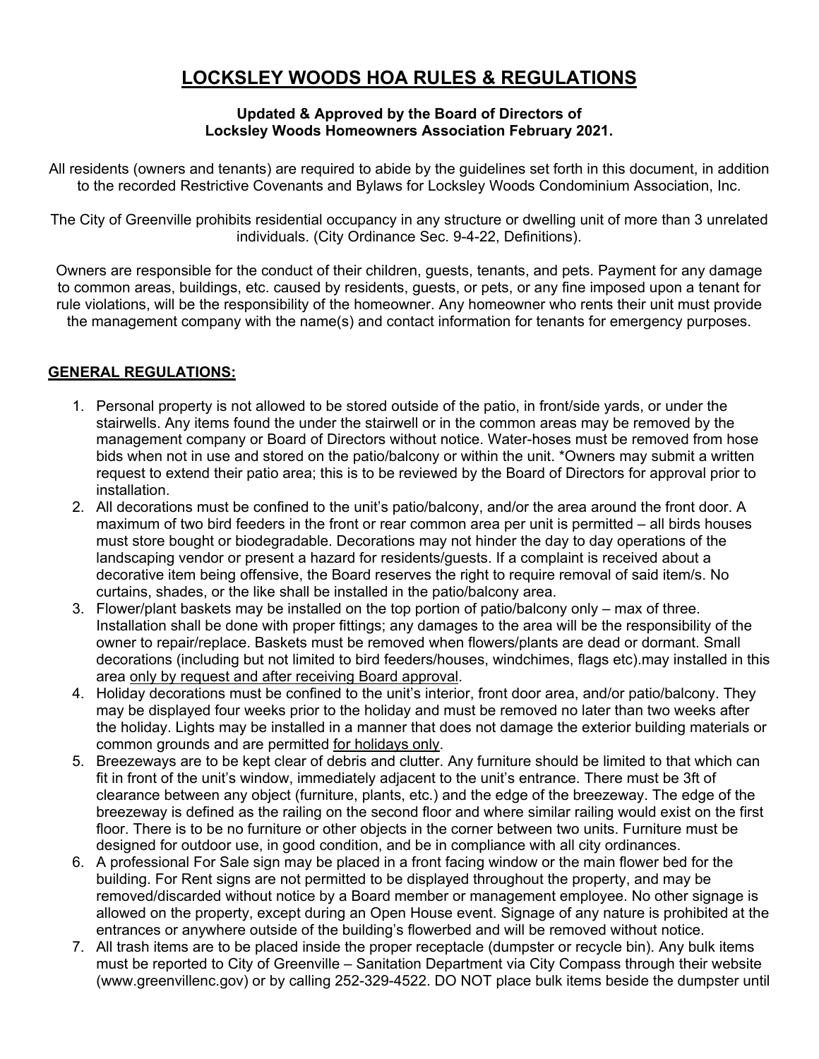# LOCKSLEY WOODS HOA RULES & REGULATIONS

**Updated & Approved by the Board of Directors of Locksley Woods Homeowners Association February 2021.**

All residents (owners and tenants) are required to abide by the guidelines set forth in this document, in addition to the recorded Restrictive Covenants and Bylaws for Locksley Woods Condominium Association, Inc.

The City of Greenville prohibits residential occupancy in any structure or dwelling unit of more than 3 unrelated individuals. (City Ordinance Sec. 9-4-22, Definitions).

Owners are responsible for the conduct of their children, guests, tenants, and pets. Payment for any damage to common areas, buildings, etc. caused by residents, guests, or pets, or any fine imposed upon a tenant for rule violations, will be the responsibility of the homeowner. Any homeowner who rents their unit must provide the management company with the name(s) and contact information for tenants for emergency purposes.

## GENERAL REGULATIONS:

1. Personal property is not allowed to be stored outside of the patio, in front/side yards, or under the stairwells. Any items found the under the stairwell or in the common areas may be removed by the management company or Board of Directors without notice. Water-hoses must be removed from hose bids when not in use and stored on the patio/balcony or within the unit. *Owners may submit a written request to extend their patio area; this is to be reviewed by the Board of Directors for approval prior to installation.
2. All decorations must be confined to the unit's patio/balcony, and/or the area around the front door. A maximum of two bird feeders in the front or rear common area per unit is permitted – all birds houses must store bought or biodegradable. Decorations may not hinder the day to day operations of the landscaping vendor or present a hazard for residents/guests. If a complaint is received about a decorative item being offensive, the Board reserves the right to require removal of said item/s. No curtains, shades, or the like shall be installed in the patio/balcony area.
3. Flower/plant baskets may be installed on the top portion of patio/balcony only – max of three. Installation shall be done with proper fittings; any damages to the area will be the responsibility of the owner to repair/replace. Baskets must be removed when flowers/plants are dead or dormant. Small decorations (including but not limited to bird feeders/houses, windchimes, flags etc).may installed in this area <u>only by request and after receiving Board approval</u>.
4. Holiday decorations must be confined to the unit's interior, front door area, and/or patio/balcony. They may be displayed four weeks prior to the holiday and must be removed no later than two weeks after the holiday. Lights may be installed in a manner that does not damage the exterior building materials or common grounds and are permitted <u>for holidays only</u>.
5. Breezeways are to be kept clear of debris and clutter. Any furniture should be limited to that which can fit in front of the unit's window, immediately adjacent to the unit's entrance. There must be 3ft of clearance between any object (furniture, plants, etc.) and the edge of the breezeway. The edge of the breezeway is defined as the railing on the second floor and where similar railing would exist on the first floor. There is to be no furniture or other objects in the corner between two units. Furniture must be designed for outdoor use, in good condition, and be in compliance with all city ordinances.
6. A professional For Sale sign may be placed in a front facing window or the main flower bed for the building. For Rent signs are not permitted to be displayed throughout the property, and may be removed/discarded without notice by a Board member or management employee. No other signage is allowed on the property, except during an Open House event. Signage of any nature is prohibited at the entrances or anywhere outside of the building's flowerbed and will be removed without notice.
7. All trash items are to be placed inside the proper receptacle (dumpster or recycle bin). Any bulk items must be reported to City of Greenville – Sanitation Department via City Compass through their website (www.greenvillenc.gov) or by calling 252-329-4522. DO NOT place bulk items beside the dumpster until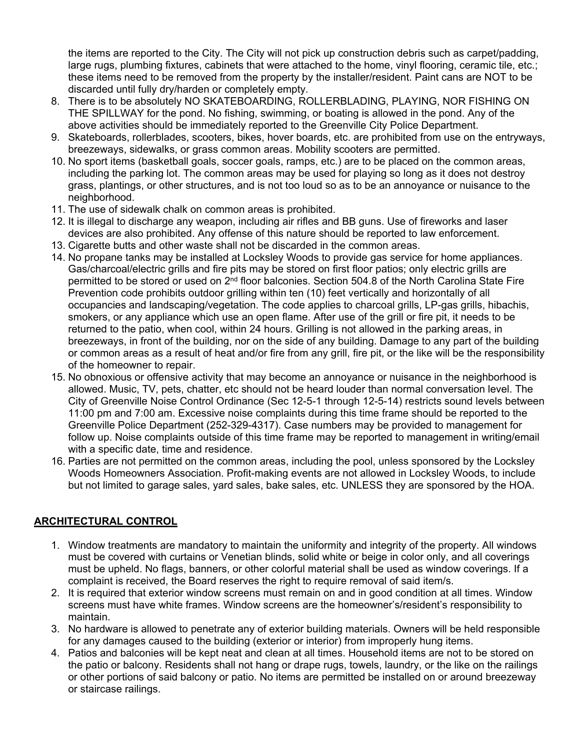the items are reported to the City. The City will not pick up construction debris such as carpet/padding, large rugs, plumbing fixtures, cabinets that were attached to the home, vinyl flooring, ceramic tile, etc.; these items need to be removed from the property by the installer/resident. Paint cans are NOT to be discarded until fully dry/harden or completely empty.

8. There is to be absolutely NO SKATEBOARDING, ROLLERBLADING, PLAYING, NOR FISHING ON THE SPILLWAY for the pond. No fishing, swimming, or boating is allowed in the pond. Any of the above activities should be immediately reported to the Greenville City Police Department.
9. Skateboards, rollerblades, scooters, bikes, hover boards, etc. are prohibited from use on the entryways, breezeways, sidewalks, or grass common areas. Mobility scooters are permitted.
10. No sport items (basketball goals, soccer goals, ramps, etc.) are to be placed on the common areas, including the parking lot. The common areas may be used for playing so long as it does not destroy grass, plantings, or other structures, and is not too loud so as to be an annoyance or nuisance to the neighborhood.
11. The use of sidewalk chalk on common areas is prohibited.
12. It is illegal to discharge any weapon, including air rifles and BB guns. Use of fireworks and laser devices are also prohibited. Any offense of this nature should be reported to law enforcement.
13. Cigarette butts and other waste shall not be discarded in the common areas.
14. No propane tanks may be installed at Locksley Woods to provide gas service for home appliances. Gas/charcoal/electric grills and fire pits may be stored on first floor patios; only electric grills are permitted to be stored or used on 2nd floor balconies. Section 504.8 of the North Carolina State Fire Prevention code prohibits outdoor grilling within ten (10) feet vertically and horizontally of all occupancies and landscaping/vegetation. The code applies to charcoal grills, LP-gas grills, hibachis, smokers, or any appliance which use an open flame. After use of the grill or fire pit, it needs to be returned to the patio, when cool, within 24 hours. Grilling is not allowed in the parking areas, in breezeways, in front of the building, nor on the side of any building. Damage to any part of the building or common areas as a result of heat and/or fire from any grill, fire pit, or the like will be the responsibility of the homeowner to repair.
15. No obnoxious or offensive activity that may become an annoyance or nuisance in the neighborhood is allowed. Music, TV, pets, chatter, etc should not be heard louder than normal conversation level. The City of Greenville Noise Control Ordinance (Sec 12-5-1 through 12-5-14) restricts sound levels between 11:00 pm and 7:00 am. Excessive noise complaints during this time frame should be reported to the Greenville Police Department (252-329-4317). Case numbers may be provided to management for follow up. Noise complaints outside of this time frame may be reported to management in writing/email with a specific date, time and residence.
16. Parties are not permitted on the common areas, including the pool, unless sponsored by the Locksley Woods Homeowners Association. Profit-making events are not allowed in Locksley Woods, to include but not limited to garage sales, yard sales, bake sales, etc. UNLESS they are sponsored by the HOA.

## ARCHITECTURAL CONTROL

1. Window treatments are mandatory to maintain the uniformity and integrity of the property. All windows must be covered with curtains or Venetian blinds, solid white or beige in color only, and all coverings must be upheld. No flags, banners, or other colorful material shall be used as window coverings. If a complaint is received, the Board reserves the right to require removal of said item/s.
2. It is required that exterior window screens must remain on and in good condition at all times. Window screens must have white frames. Window screens are the homeowner's/resident's responsibility to maintain.
3. No hardware is allowed to penetrate any of exterior building materials. Owners will be held responsible for any damages caused to the building (exterior or interior) from improperly hung items.
4. Patios and balconies will be kept neat and clean at all times. Household items are not to be stored on the patio or balcony. Residents shall not hang or drape rugs, towels, laundry, or the like on the railings or other portions of said balcony or patio. No items are permitted be installed on or around breezeway or staircase railings.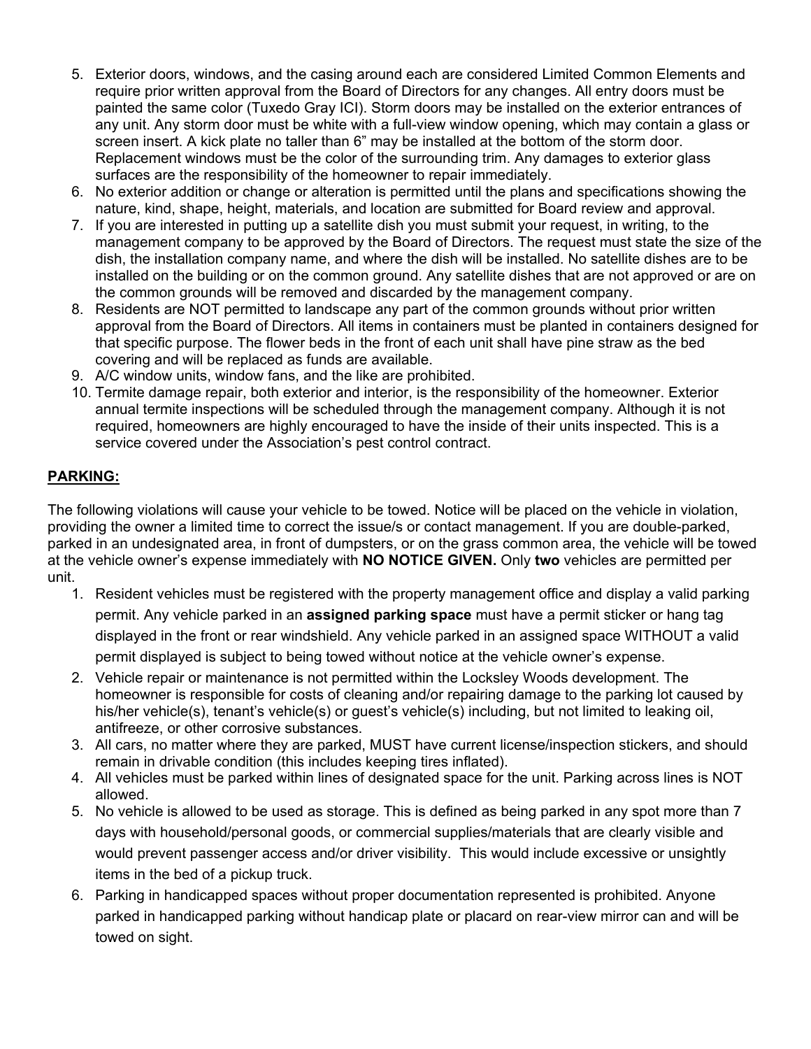5. Exterior doors, windows, and the casing around each are considered Limited Common Elements and require prior written approval from the Board of Directors for any changes. All entry doors must be painted the same color (Tuxedo Gray ICI). Storm doors may be installed on the exterior entrances of any unit. Any storm door must be white with a full-view window opening, which may contain a glass or screen insert. A kick plate no taller than 6" may be installed at the bottom of the storm door. Replacement windows must be the color of the surrounding trim. Any damages to exterior glass surfaces are the responsibility of the homeowner to repair immediately.
6. No exterior addition or change or alteration is permitted until the plans and specifications showing the nature, kind, shape, height, materials, and location are submitted for Board review and approval.
7. If you are interested in putting up a satellite dish you must submit your request, in writing, to the management company to be approved by the Board of Directors. The request must state the size of the dish, the installation company name, and where the dish will be installed. No satellite dishes are to be installed on the building or on the common ground. Any satellite dishes that are not approved or are on the common grounds will be removed and discarded by the management company.
8. Residents are NOT permitted to landscape any part of the common grounds without prior written approval from the Board of Directors. All items in containers must be planted in containers designed for that specific purpose. The flower beds in the front of each unit shall have pine straw as the bed covering and will be replaced as funds are available.
9. A/C window units, window fans, and the like are prohibited.
10. Termite damage repair, both exterior and interior, is the responsibility of the homeowner. Exterior annual termite inspections will be scheduled through the management company. Although it is not required, homeowners are highly encouraged to have the inside of their units inspected. This is a service covered under the Association's pest control contract.

**PARKING:**

The following violations will cause your vehicle to be towed. Notice will be placed on the vehicle in violation, providing the owner a limited time to correct the issue/s or contact management. If you are double-parked, parked in an undesignated area, in front of dumpsters, or on the grass common area, the vehicle will be towed at the vehicle owner's expense immediately with **NO NOTICE GIVEN.** Only **two** vehicles are permitted per unit.

1. Resident vehicles must be registered with the property management office and display a valid parking permit. Any vehicle parked in an **assigned parking space** must have a permit sticker or hang tag displayed in the front or rear windshield. Any vehicle parked in an assigned space WITHOUT a valid permit displayed is subject to being towed without notice at the vehicle owner's expense.
2. Vehicle repair or maintenance is not permitted within the Locksley Woods development. The homeowner is responsible for costs of cleaning and/or repairing damage to the parking lot caused by his/her vehicle(s), tenant's vehicle(s) or guest's vehicle(s) including, but not limited to leaking oil, antifreeze, or other corrosive substances.
3. All cars, no matter where they are parked, MUST have current license/inspection stickers, and should remain in drivable condition (this includes keeping tires inflated).
4. All vehicles must be parked within lines of designated space for the unit. Parking across lines is NOT allowed.
5. No vehicle is allowed to be used as storage. This is defined as being parked in any spot more than 7 days with household/personal goods, or commercial supplies/materials that are clearly visible and would prevent passenger access and/or driver visibility. This would include excessive or unsightly items in the bed of a pickup truck.
6. Parking in handicapped spaces without proper documentation represented is prohibited. Anyone parked in handicapped parking without handicap plate or placard on rear-view mirror can and will be towed on sight.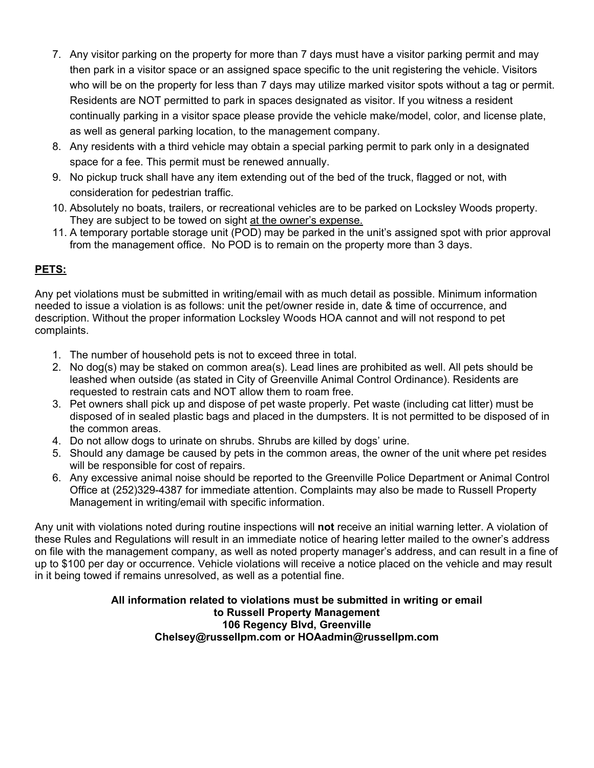7. Any visitor parking on the property for more than 7 days must have a visitor parking permit and may then park in a visitor space or an assigned space specific to the unit registering the vehicle. Visitors who will be on the property for less than 7 days may utilize marked visitor spots without a tag or permit. Residents are NOT permitted to park in spaces designated as visitor. If you witness a resident continually parking in a visitor space please provide the vehicle make/model, color, and license plate, as well as general parking location, to the management company.
8. Any residents with a third vehicle may obtain a special parking permit to park only in a designated space for a fee. This permit must be renewed annually.
9. No pickup truck shall have any item extending out of the bed of the truck, flagged or not, with consideration for pedestrian traffic.
10. Absolutely no boats, trailers, or recreational vehicles are to be parked on Locksley Woods property. They are subject to be towed on sight <u>at the owner's expense.</u>
11. A temporary portable storage unit (POD) may be parked in the unit's assigned spot with prior approval from the management office. No POD is to remain on the property more than 3 days.

## PETS:

Any pet violations must be submitted in writing/email with as much detail as possible. Minimum information needed to issue a violation is as follows: unit the pet/owner reside in, date & time of occurrence, and description. Without the proper information Locksley Woods HOA cannot and will not respond to pet complaints.

1. The number of household pets is not to exceed three in total.
2. No dog(s) may be staked on common area(s). Lead lines are prohibited as well. All pets should be leashed when outside (as stated in City of Greenville Animal Control Ordinance). Residents are requested to restrain cats and NOT allow them to roam free.
3. Pet owners shall pick up and dispose of pet waste properly. Pet waste (including cat litter) must be disposed of in sealed plastic bags and placed in the dumpsters. It is not permitted to be disposed of in the common areas.
4. Do not allow dogs to urinate on shrubs. Shrubs are killed by dogs' urine.
5. Should any damage be caused by pets in the common areas, the owner of the unit where pet resides will be responsible for cost of repairs.
6. Any excessive animal noise should be reported to the Greenville Police Department or Animal Control Office at (252)329-4387 for immediate attention. Complaints may also be made to Russell Property Management in writing/email with specific information.

Any unit with violations noted during routine inspections will **not** receive an initial warning letter. A violation of these Rules and Regulations will result in an immediate notice of hearing letter mailed to the owner's address on file with the management company, as well as noted property manager's address, and can result in a fine of up to $100 per day or occurrence. Vehicle violations will receive a notice placed on the vehicle and may result in it being towed if remains unresolved, as well as a potential fine.

**All information related to violations must be submitted in writing or email**
**to Russell Property Management**
**106 Regency Blvd, Greenville**
**Chelsey@russellpm.com or HOAadmin@russellpm.com**